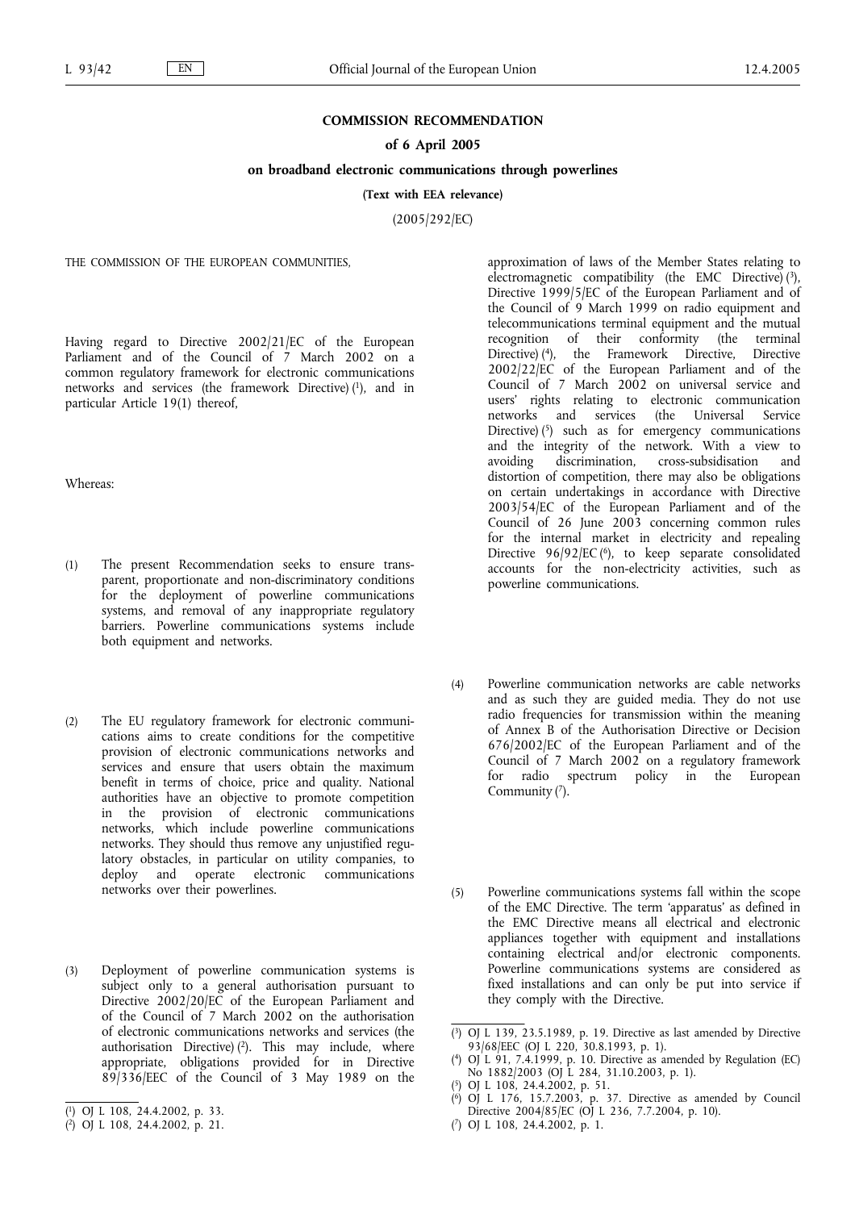**COMMISSION RECOMMENDATION**

**of 6 April 2005**

**on broadband electronic communications through powerlines**

**(Text with EEA relevance)**

(2005/292/EC)

THE COMMISSION OF THE EUROPEAN COMMUNITIES,

Having regard to Directive 2002/21/EC of the European Parliament and of the Council of 7 March 2002 on a common regulatory framework for electronic communications networks and services (the framework Directive) [1], and in particular Article 19(1) thereof,

Whereas:

(1) The present Recommendation seeks to ensure transparent, proportionate and non-discriminatory conditions for the deployment of powerline communications systems, and removal of any inappropriate regulatory barriers. Powerline communications systems include both equipment and networks.

(2) The EU regulatory framework for electronic communications aims to create conditions for the competitive provision of electronic communications networks and services and ensure that users obtain the maximum benefit in terms of choice, price and quality. National authorities have an objective to promote competition in the provision of electronic communications networks, which include powerline communications networks. They should thus remove any unjustified regulatory obstacles, in particular on utility companies, to deploy and operate electronic communications networks over their powerlines.

(3) Deployment of powerline communication systems is subject only to a general authorisation pursuant to Directive 2002/20/EC of the European Parliament and of the Council of 7 March 2002 on the authorisation of electronic communications networks and services (the authorisation Directive) [2]. This may include, where appropriate, obligations provided for in Directive 89/336/EEC of the Council of 3 May 1989 on the approximation of laws of the Member States relating to electromagnetic compatibility (the EMC Directive) [3], Directive 1999/5/EC of the European Parliament and of the Council of 9 March 1999 on radio equipment and telecommunications terminal equipment and the mutual recognition of their conformity (the terminal Directive) [4], the Framework Directive, Directive 2002/22/EC of the European Parliament and of the Council of 7 March 2002 on universal service and users' rights relating to electronic communication networks and services (the Universal Service Directive) [5] such as for emergency communications and the integrity of the network. With a view to avoiding discrimination, cross-subsidisation and distortion of competition, there may also be obligations on certain undertakings in accordance with Directive 2003/54/EC of the European Parliament and of the Council of 26 June 2003 concerning common rules for the internal market in electricity and repealing Directive 96/92/EC [6], to keep separate consolidated accounts for the non-electricity activities, such as powerline communications.

(4) Powerline communication networks are cable networks and as such they are guided media. They do not use radio frequencies for transmission within the meaning of Annex B of the Authorisation Directive or Decision 676/2002/EC of the European Parliament and of the Council of 7 March 2002 on a regulatory framework for radio spectrum policy in the European Community [7].

(5) Powerline communications systems fall within the scope of the EMC Directive. The term 'apparatus' as defined in the EMC Directive means all electrical and electronic appliances together with equipment and installations containing electrical and/or electronic components. Powerline communications systems are considered as fixed installations and can only be put into service if they comply with the Directive.

---

[1] OJ L 108, 24.4.2002, p. 33.

[2] OJ L 108, 24.4.2002, p. 21.

[3] OJ L 139, 23.5.1989, p. 19. Directive as last amended by Directive 93/68/EEC (OJ L 220, 30.8.1993, p. 1).

[4] OJ L 91, 7.4.1999, p. 10. Directive as amended by Regulation (EC) No 1882/2003 (OJ L 284, 31.10.2003, p. 1).

[5] OJ L 108, 24.4.2002, p. 51.

[6] OJ L 176, 15.7.2003, p. 37. Directive as amended by Council Directive 2004/85/EC (OJ L 236, 7.7.2004, p. 10).

[7] OJ L 108, 24.4.2002, p. 1.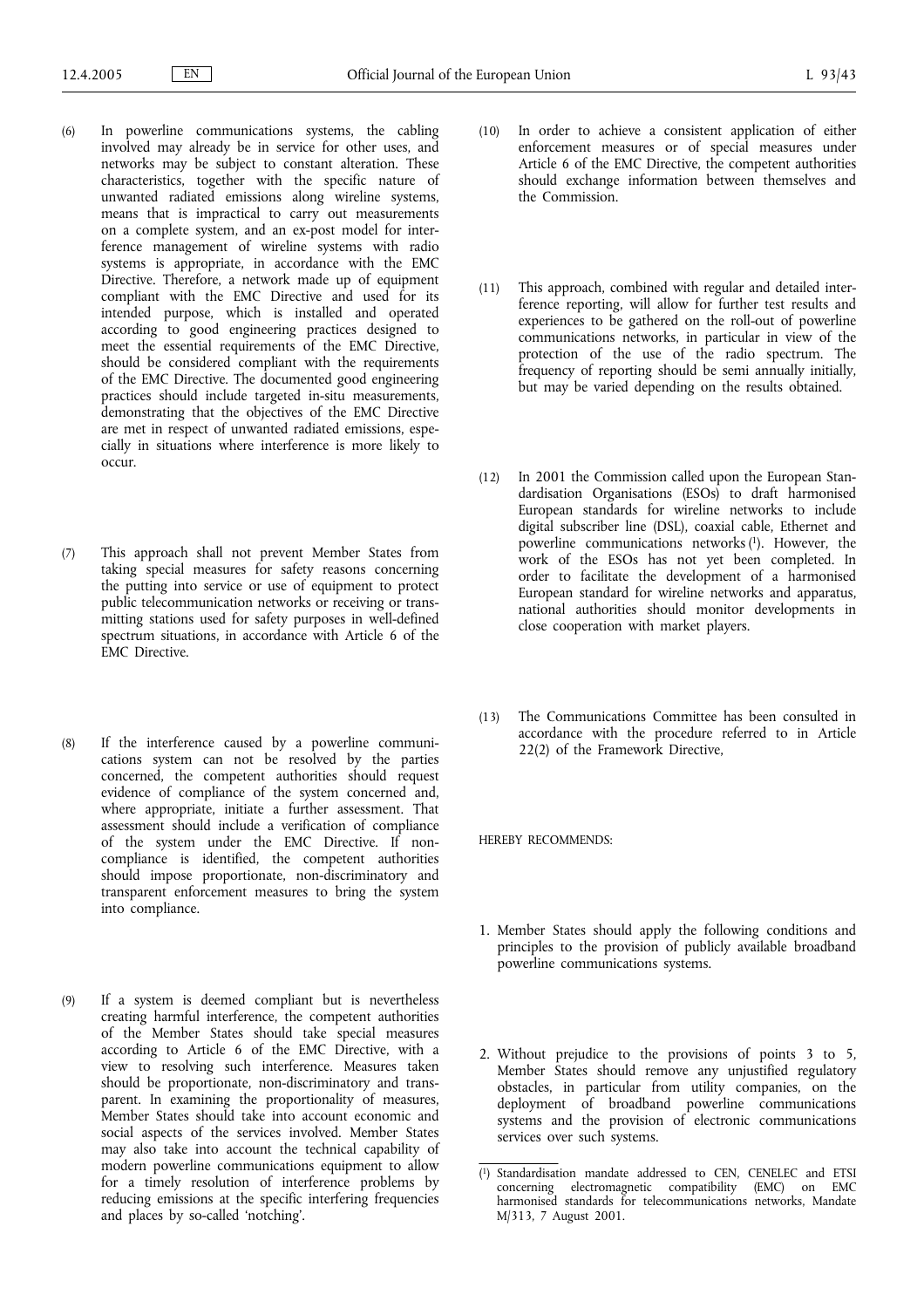(6) In powerline communications systems, the cabling involved may already be in service for other uses, and networks may be subject to constant alteration. These characteristics, together with the specific nature of unwanted radiated emissions along wireline systems, means that is impractical to carry out measurements on a complete system, and an ex-post model for interference management of wireline systems with radio systems is appropriate, in accordance with the EMC Directive. Therefore, a network made up of equipment compliant with the EMC Directive and used for its intended purpose, which is installed and operated according to good engineering practices designed to meet the essential requirements of the EMC Directive, should be considered compliant with the requirements of the EMC Directive. The documented good engineering practices should include targeted in-situ measurements, demonstrating that the objectives of the EMC Directive are met in respect of unwanted radiated emissions, especially in situations where interference is more likely to occur.

(7) This approach shall not prevent Member States from taking special measures for safety reasons concerning the putting into service or use of equipment to protect public telecommunication networks or receiving or transmitting stations used for safety purposes in well-defined spectrum situations, in accordance with Article 6 of the EMC Directive.

(8) If the interference caused by a powerline communications system can not be resolved by the parties concerned, the competent authorities should request evidence of compliance of the system concerned and, where appropriate, initiate a further assessment. That assessment should include a verification of compliance of the system under the EMC Directive. If non-compliance is identified, the competent authorities should impose proportionate, non-discriminatory and transparent enforcement measures to bring the system into compliance.

(9) If a system is deemed compliant but is nevertheless creating harmful interference, the competent authorities of the Member States should take special measures according to Article 6 of the EMC Directive, with a view to resolving such interference. Measures taken should be proportionate, non-discriminatory and transparent. In examining the proportionality of measures, Member States should take into account economic and social aspects of the services involved. Member States may also take into account the technical capability of modern powerline communications equipment to allow for a timely resolution of interference problems by reducing emissions at the specific interfering frequencies and places by so-called 'notching'.

(10) In order to achieve a consistent application of either enforcement measures or of special measures under Article 6 of the EMC Directive, the competent authorities should exchange information between themselves and the Commission.

(11) This approach, combined with regular and detailed interference reporting, will allow for further test results and experiences to be gathered on the roll-out of powerline communications networks, in particular in view of the protection of the use of the radio spectrum. The frequency of reporting should be semi annually initially, but may be varied depending on the results obtained.

(12) In 2001 the Commission called upon the European Standardisation Organisations (ESOs) to draft harmonised European standards for wireline networks to include digital subscriber line (DSL), coaxial cable, Ethernet and powerline communications networks [1]. However, the work of the ESOs has not yet been completed. In order to facilitate the development of a harmonised European standard for wireline networks and apparatus, national authorities should monitor developments in close cooperation with market players.

(13) The Communications Committee has been consulted in accordance with the procedure referred to in Article 22(2) of the Framework Directive,

HEREBY RECOMMENDS:

1. Member States should apply the following conditions and principles to the provision of publicly available broadband powerline communications systems.

2. Without prejudice to the provisions of points 3 to 5, Member States should remove any unjustified regulatory obstacles, in particular from utility companies, on the deployment of broadband powerline communications systems and the provision of electronic communications services over such systems.

---

[1] Standardisation mandate addressed to CEN, CENELEC and ETSI concerning electromagnetic compatibility (EMC) on EMC harmonised standards for telecommunications networks, Mandate M/313, 7 August 2001.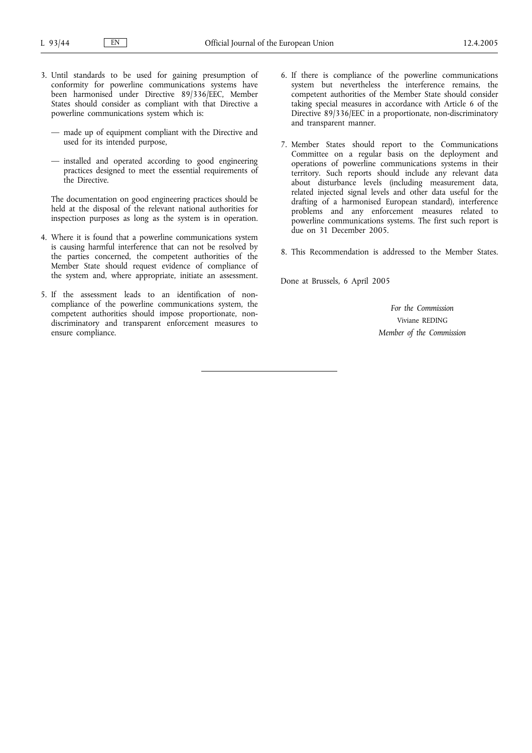3. Until standards to be used for gaining presumption of conformity for powerline communications systems have been harmonised under Directive 89/336/EEC, Member States should consider as compliant with that Directive a powerline communications system which is:

   — made up of equipment compliant with the Directive and used for its intended purpose,

   — installed and operated according to good engineering practices designed to meet the essential requirements of the Directive.

   The documentation on good engineering practices should be held at the disposal of the relevant national authorities for inspection purposes as long as the system is in operation.

4. Where it is found that a powerline communications system is causing harmful interference that can not be resolved by the parties concerned, the competent authorities of the Member State should request evidence of compliance of the system and, where appropriate, initiate an assessment.

5. If the assessment leads to an identification of non-compliance of the powerline communications system, the competent authorities should impose proportionate, non-discriminatory and transparent enforcement measures to ensure compliance.

6. If there is compliance of the powerline communications system but nevertheless the interference remains, the competent authorities of the Member State should consider taking special measures in accordance with Article 6 of the Directive 89/336/EEC in a proportionate, non-discriminatory and transparent manner.

7. Member States should report to the Communications Committee on a regular basis on the deployment and operations of powerline communications systems in their territory. Such reports should include any relevant data about disturbance levels (including measurement data, related injected signal levels and other data useful for the drafting of a harmonised European standard), interference problems and any enforcement measures related to powerline communications systems. The first such report is due on 31 December 2005.

8. This Recommendation is addressed to the Member States.

Done at Brussels, 6 April 2005

*For the Commission*

Viviane REDING

*Member of the Commission*